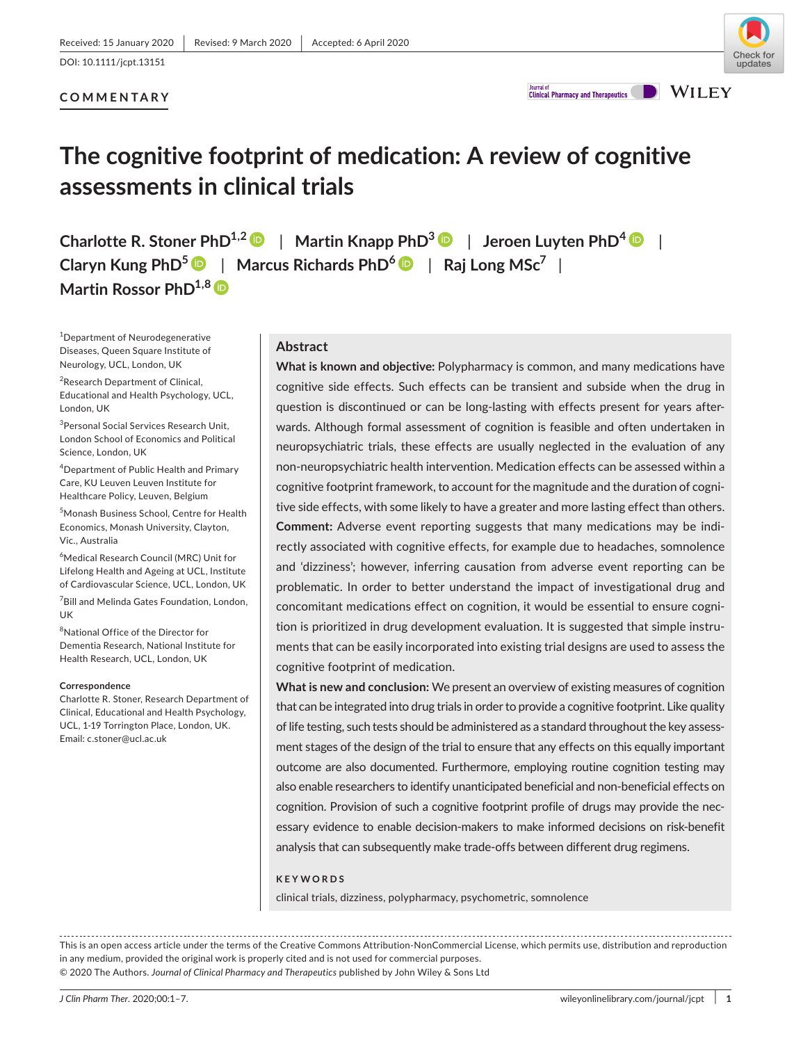Received: 15 January 2020 | Revised: 9 March 2020 | Accepted: 6 April 2020

DOI: 10.1111/jcpt.13151

**COMMENTARY**

# The cognitive footprint of medication: A review of cognitive assessments in clinical trials

**Charlotte R. Stoner PhD**[1,2] | **Martin Knapp PhD**[3] | **Jeroen Luyten PhD**[4] | **Claryn Kung PhD**[5] | **Marcus Richards PhD**[6] | **Raj Long MSc**[7] | **Martin Rossor PhD**[1,8]

[1]Department of Neurodegenerative Diseases, Queen Square Institute of Neurology, UCL, London, UK

[2]Research Department of Clinical, Educational and Health Psychology, UCL, London, UK

[3]Personal Social Services Research Unit, London School of Economics and Political Science, London, UK

[4]Department of Public Health and Primary Care, KU Leuven Leuven Institute for Healthcare Policy, Leuven, Belgium

[5]Monash Business School, Centre for Health Economics, Monash University, Clayton, Vic., Australia

[6]Medical Research Council (MRC) Unit for Lifelong Health and Ageing at UCL, Institute of Cardiovascular Science, UCL, London, UK

[7]Bill and Melinda Gates Foundation, London, UK

[8]National Office of the Director for Dementia Research, National Institute for Health Research, UCL, London, UK

**Correspondence**
Charlotte R. Stoner, Research Department of Clinical, Educational and Health Psychology, UCL, 1-19 Torrington Place, London, UK.
Email: c.stoner@ucl.ac.uk

## Abstract

**What is known and objective:** Polypharmacy is common, and many medications have cognitive side effects. Such effects can be transient and subside when the drug in question is discontinued or can be long-lasting with effects present for years afterwards. Although formal assessment of cognition is feasible and often undertaken in neuropsychiatric trials, these effects are usually neglected in the evaluation of any non-neuropsychiatric health intervention. Medication effects can be assessed within a cognitive footprint framework, to account for the magnitude and the duration of cognitive side effects, with some likely to have a greater and more lasting effect than others.

**Comment:** Adverse event reporting suggests that many medications may be indirectly associated with cognitive effects, for example due to headaches, somnolence and 'dizziness'; however, inferring causation from adverse event reporting can be problematic. In order to better understand the impact of investigational drug and concomitant medications effect on cognition, it would be essential to ensure cognition is prioritized in drug development evaluation. It is suggested that simple instruments that can be easily incorporated into existing trial designs are used to assess the cognitive footprint of medication.

**What is new and conclusion:** We present an overview of existing measures of cognition that can be integrated into drug trials in order to provide a cognitive footprint. Like quality of life testing, such tests should be administered as a standard throughout the key assessment stages of the design of the trial to ensure that any effects on this equally important outcome are also documented. Furthermore, employing routine cognition testing may also enable researchers to identify unanticipated beneficial and non-beneficial effects on cognition. Provision of such a cognitive footprint profile of drugs may provide the necessary evidence to enable decision-makers to make informed decisions on risk-benefit analysis that can subsequently make trade-offs between different drug regimens.

**KEYWORDS**

clinical trials, dizziness, polypharmacy, psychometric, somnolence

This is an open access article under the terms of the Creative Commons Attribution-NonCommercial License, which permits use, distribution and reproduction in any medium, provided the original work is properly cited and is not used for commercial purposes.
© 2020 The Authors. *Journal of Clinical Pharmacy and Therapeutics* published by John Wiley & Sons Ltd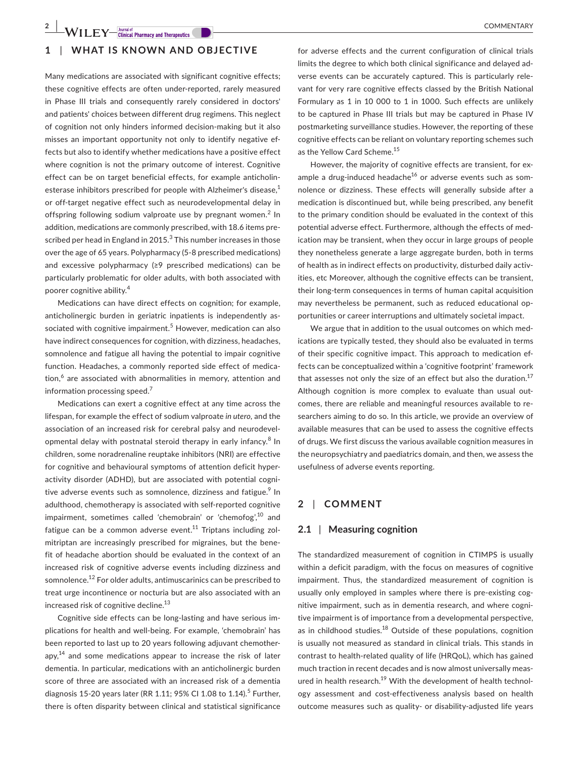## 1 | WHAT IS KNOWN AND OBJECTIVE

Many medications are associated with significant cognitive effects; these cognitive effects are often under-reported, rarely measured in Phase III trials and consequently rarely considered in doctors' and patients' choices between different drug regimens. This neglect of cognition not only hinders informed decision-making but it also misses an important opportunity not only to identify negative effects but also to identify whether medications have a positive effect where cognition is not the primary outcome of interest. Cognitive effect can be on target beneficial effects, for example anticholinesterase inhibitors prescribed for people with Alzheimer's disease,[1] or off-target negative effect such as neurodevelopmental delay in offspring following sodium valproate use by pregnant women.[2] In addition, medications are commonly prescribed, with 18.6 items prescribed per head in England in 2015.[3] This number increases in those over the age of 65 years. Polypharmacy (5-8 prescribed medications) and excessive polypharmacy (≥9 prescribed medications) can be particularly problematic for older adults, with both associated with poorer cognitive ability.[4]

Medications can have direct effects on cognition; for example, anticholinergic burden in geriatric inpatients is independently associated with cognitive impairment.[5] However, medication can also have indirect consequences for cognition, with dizziness, headaches, somnolence and fatigue all having the potential to impair cognitive function. Headaches, a commonly reported side effect of medication,[6] are associated with abnormalities in memory, attention and information processing speed.[7]

Medications can exert a cognitive effect at any time across the lifespan, for example the effect of sodium valproate *in utero*, and the association of an increased risk for cerebral palsy and neurodevelopmental delay with postnatal steroid therapy in early infancy.[8] In children, some noradrenaline reuptake inhibitors (NRI) are effective for cognitive and behavioural symptoms of attention deficit hyperactivity disorder (ADHD), but are associated with potential cognitive adverse events such as somnolence, dizziness and fatigue.[9] In adulthood, chemotherapy is associated with self-reported cognitive impairment, sometimes called 'chemobrain' or 'chemofog',[10] and fatigue can be a common adverse event.[11] Triptans including zolmitriptan are increasingly prescribed for migraines, but the benefit of headache abortion should be evaluated in the context of an increased risk of cognitive adverse events including dizziness and somnolence.[12] For older adults, antimuscarinics can be prescribed to treat urge incontinence or nocturia but are also associated with an increased risk of cognitive decline.[13]

Cognitive side effects can be long-lasting and have serious implications for health and well-being. For example, 'chemobrain' has been reported to last up to 20 years following adjuvant chemotherapy,[14] and some medications appear to increase the risk of later dementia. In particular, medications with an anticholinergic burden score of three are associated with an increased risk of a dementia diagnosis 15-20 years later (RR 1.11; 95% CI 1.08 to 1.14).[5] Further, there is often disparity between clinical and statistical significance for adverse effects and the current configuration of clinical trials limits the degree to which both clinical significance and delayed adverse events can be accurately captured. This is particularly relevant for very rare cognitive effects classed by the British National Formulary as 1 in 10 000 to 1 in 1000. Such effects are unlikely to be captured in Phase III trials but may be captured in Phase IV postmarketing surveillance studies. However, the reporting of these cognitive effects can be reliant on voluntary reporting schemes such as the Yellow Card Scheme.[15]

However, the majority of cognitive effects are transient, for example a drug-induced headache[16] or adverse events such as somnolence or dizziness. These effects will generally subside after a medication is discontinued but, while being prescribed, any benefit to the primary condition should be evaluated in the context of this potential adverse effect. Furthermore, although the effects of medication may be transient, when they occur in large groups of people they nonetheless generate a large aggregate burden, both in terms of health as in indirect effects on productivity, disturbed daily activities, etc Moreover, although the cognitive effects can be transient, their long-term consequences in terms of human capital acquisition may nevertheless be permanent, such as reduced educational opportunities or career interruptions and ultimately societal impact.

We argue that in addition to the usual outcomes on which medications are typically tested, they should also be evaluated in terms of their specific cognitive impact. This approach to medication effects can be conceptualized within a 'cognitive footprint' framework that assesses not only the size of an effect but also the duration.[17] Although cognition is more complex to evaluate than usual outcomes, there are reliable and meaningful resources available to researchers aiming to do so. In this article, we provide an overview of available measures that can be used to assess the cognitive effects of drugs. We first discuss the various available cognition measures in the neuropsychiatry and paediatrics domain, and then, we assess the usefulness of adverse events reporting.

## 2 | COMMENT

### 2.1 | Measuring cognition

The standardized measurement of cognition in CTIMPS is usually within a deficit paradigm, with the focus on measures of cognitive impairment. Thus, the standardized measurement of cognition is usually only employed in samples where there is pre-existing cognitive impairment, such as in dementia research, and where cognitive impairment is of importance from a developmental perspective, as in childhood studies.[18] Outside of these populations, cognition is usually not measured as standard in clinical trials. This stands in contrast to health-related quality of life (HRQoL), which has gained much traction in recent decades and is now almost universally measured in health research.[19] With the development of health technology assessment and cost-effectiveness analysis based on health outcome measures such as quality- or disability-adjusted life years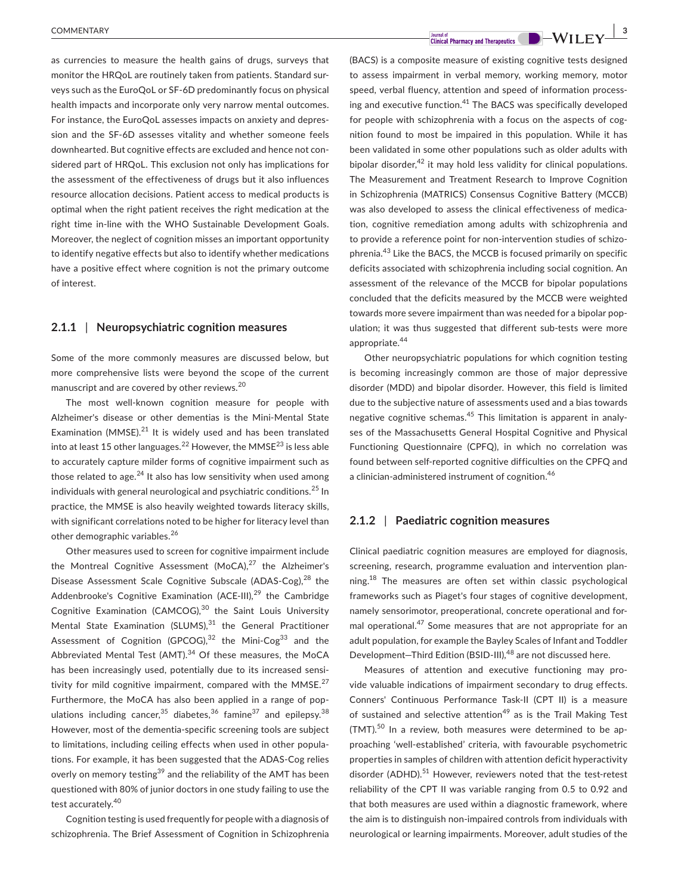as currencies to measure the health gains of drugs, surveys that monitor the HRQoL are routinely taken from patients. Standard surveys such as the EuroQoL or SF-6D predominantly focus on physical health impacts and incorporate only very narrow mental outcomes. For instance, the EuroQoL assesses impacts on anxiety and depression and the SF-6D assesses vitality and whether someone feels downhearted. But cognitive effects are excluded and hence not considered part of HRQoL. This exclusion not only has implications for the assessment of the effectiveness of drugs but it also influences resource allocation decisions. Patient access to medical products is optimal when the right patient receives the right medication at the right time in-line with the WHO Sustainable Development Goals. Moreover, the neglect of cognition misses an important opportunity to identify negative effects but also to identify whether medications have a positive effect where cognition is not the primary outcome of interest.

### 2.1.1 | Neuropsychiatric cognition measures

Some of the more commonly measures are discussed below, but more comprehensive lists were beyond the scope of the current manuscript and are covered by other reviews.[20]

The most well-known cognition measure for people with Alzheimer's disease or other dementias is the Mini-Mental State Examination (MMSE).[21] It is widely used and has been translated into at least 15 other languages.[22] However, the MMSE[23] is less able to accurately capture milder forms of cognitive impairment such as those related to age.[24] It also has low sensitivity when used among individuals with general neurological and psychiatric conditions.[25] In practice, the MMSE is also heavily weighted towards literacy skills, with significant correlations noted to be higher for literacy level than other demographic variables.[26]

Other measures used to screen for cognitive impairment include the Montreal Cognitive Assessment (MoCA),[27] the Alzheimer's Disease Assessment Scale Cognitive Subscale (ADAS-Cog),[28] the Addenbrooke's Cognitive Examination (ACE-III),[29] the Cambridge Cognitive Examination (CAMCOG),[30] the Saint Louis University Mental State Examination (SLUMS),[31] the General Practitioner Assessment of Cognition (GPCOG),[32] the Mini-Cog[33] and the Abbreviated Mental Test (AMT).[34] Of these measures, the MoCA has been increasingly used, potentially due to its increased sensitivity for mild cognitive impairment, compared with the MMSE.[27] Furthermore, the MoCA has also been applied in a range of populations including cancer,[35] diabetes,[36] famine[37] and epilepsy.[38] However, most of the dementia-specific screening tools are subject to limitations, including ceiling effects when used in other populations. For example, it has been suggested that the ADAS-Cog relies overly on memory testing[39] and the reliability of the AMT has been questioned with 80% of junior doctors in one study failing to use the test accurately.[40]

Cognition testing is used frequently for people with a diagnosis of schizophrenia. The Brief Assessment of Cognition in Schizophrenia (BACS) is a composite measure of existing cognitive tests designed to assess impairment in verbal memory, working memory, motor speed, verbal fluency, attention and speed of information processing and executive function.[41] The BACS was specifically developed for people with schizophrenia with a focus on the aspects of cognition found to most be impaired in this population. While it has been validated in some other populations such as older adults with bipolar disorder,[42] it may hold less validity for clinical populations. The Measurement and Treatment Research to Improve Cognition in Schizophrenia (MATRICS) Consensus Cognitive Battery (MCCB) was also developed to assess the clinical effectiveness of medication, cognitive remediation among adults with schizophrenia and to provide a reference point for non-intervention studies of schizophrenia.[43] Like the BACS, the MCCB is focused primarily on specific deficits associated with schizophrenia including social cognition. An assessment of the relevance of the MCCB for bipolar populations concluded that the deficits measured by the MCCB were weighted towards more severe impairment than was needed for a bipolar population; it was thus suggested that different sub-tests were more appropriate.[44]

Other neuropsychiatric populations for which cognition testing is becoming increasingly common are those of major depressive disorder (MDD) and bipolar disorder. However, this field is limited due to the subjective nature of assessments used and a bias towards negative cognitive schemas.[45] This limitation is apparent in analyses of the Massachusetts General Hospital Cognitive and Physical Functioning Questionnaire (CPFQ), in which no correlation was found between self-reported cognitive difficulties on the CPFQ and a clinician-administered instrument of cognition.[46]

### 2.1.2 | Paediatric cognition measures

Clinical paediatric cognition measures are employed for diagnosis, screening, research, programme evaluation and intervention planning.[18] The measures are often set within classic psychological frameworks such as Piaget's four stages of cognitive development, namely sensorimotor, preoperational, concrete operational and formal operational.[47] Some measures that are not appropriate for an adult population, for example the Bayley Scales of Infant and Toddler Development—Third Edition (BSID-III),[48] are not discussed here.

Measures of attention and executive functioning may provide valuable indications of impairment secondary to drug effects. Conners' Continuous Performance Task-II (CPT II) is a measure of sustained and selective attention[49] as is the Trail Making Test (TMT).[50] In a review, both measures were determined to be approaching 'well-established' criteria, with favourable psychometric properties in samples of children with attention deficit hyperactivity disorder (ADHD).[51] However, reviewers noted that the test-retest reliability of the CPT II was variable ranging from 0.5 to 0.92 and that both measures are used within a diagnostic framework, where the aim is to distinguish non-impaired controls from individuals with neurological or learning impairments. Moreover, adult studies of the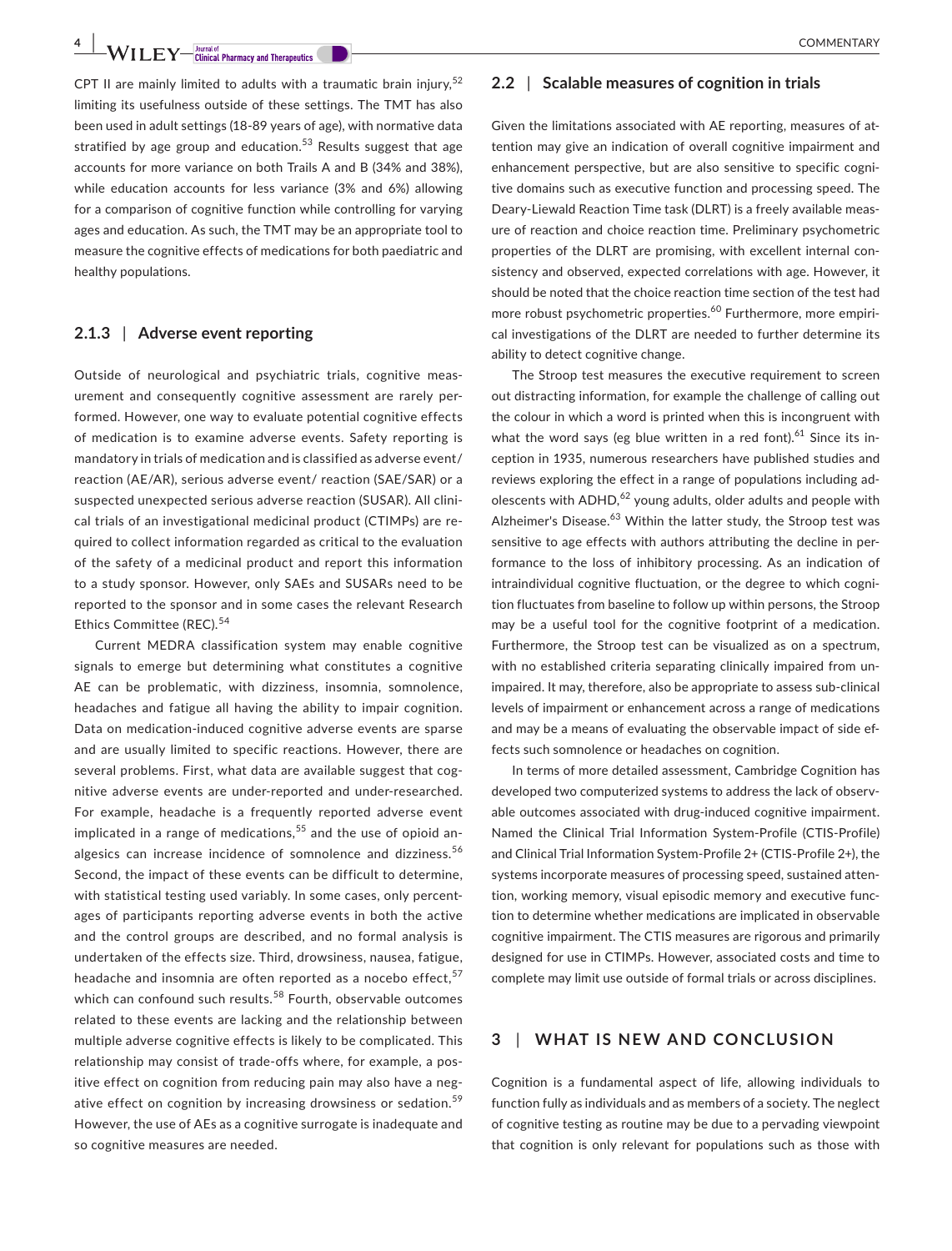CPT II are mainly limited to adults with a traumatic brain injury,[52] limiting its usefulness outside of these settings. The TMT has also been used in adult settings (18-89 years of age), with normative data stratified by age group and education.[53] Results suggest that age accounts for more variance on both Trails A and B (34% and 38%), while education accounts for less variance (3% and 6%) allowing for a comparison of cognitive function while controlling for varying ages and education. As such, the TMT may be an appropriate tool to measure the cognitive effects of medications for both paediatric and healthy populations.

#### 2.1.3 | Adverse event reporting

Outside of neurological and psychiatric trials, cognitive measurement and consequently cognitive assessment are rarely performed. However, one way to evaluate potential cognitive effects of medication is to examine adverse events. Safety reporting is mandatory in trials of medication and is classified as adverse event/reaction (AE/AR), serious adverse event/ reaction (SAE/SAR) or a suspected unexpected serious adverse reaction (SUSAR). All clinical trials of an investigational medicinal product (CTIMPs) are required to collect information regarded as critical to the evaluation of the safety of a medicinal product and report this information to a study sponsor. However, only SAEs and SUSARs need to be reported to the sponsor and in some cases the relevant Research Ethics Committee (REC).[54]

Current MEDRA classification system may enable cognitive signals to emerge but determining what constitutes a cognitive AE can be problematic, with dizziness, insomnia, somnolence, headaches and fatigue all having the ability to impair cognition. Data on medication-induced cognitive adverse events are sparse and are usually limited to specific reactions. However, there are several problems. First, what data are available suggest that cognitive adverse events are under-reported and under-researched. For example, headache is a frequently reported adverse event implicated in a range of medications,[55] and the use of opioid analgesics can increase incidence of somnolence and dizziness.[56] Second, the impact of these events can be difficult to determine, with statistical testing used variably. In some cases, only percentages of participants reporting adverse events in both the active and the control groups are described, and no formal analysis is undertaken of the effects size. Third, drowsiness, nausea, fatigue, headache and insomnia are often reported as a nocebo effect,[57] which can confound such results.[58] Fourth, observable outcomes related to these events are lacking and the relationship between multiple adverse cognitive effects is likely to be complicated. This relationship may consist of trade-offs where, for example, a positive effect on cognition from reducing pain may also have a negative effect on cognition by increasing drowsiness or sedation.[59] However, the use of AEs as a cognitive surrogate is inadequate and so cognitive measures are needed.

### 2.2 | Scalable measures of cognition in trials

Given the limitations associated with AE reporting, measures of attention may give an indication of overall cognitive impairment and enhancement perspective, but are also sensitive to specific cognitive domains such as executive function and processing speed. The Deary-Liewald Reaction Time task (DLRT) is a freely available measure of reaction and choice reaction time. Preliminary psychometric properties of the DLRT are promising, with excellent internal consistency and observed, expected correlations with age. However, it should be noted that the choice reaction time section of the test had more robust psychometric properties.[60] Furthermore, more empirical investigations of the DLRT are needed to further determine its ability to detect cognitive change.

The Stroop test measures the executive requirement to screen out distracting information, for example the challenge of calling out the colour in which a word is printed when this is incongruent with what the word says (eg blue written in a red font).[61] Since its inception in 1935, numerous researchers have published studies and reviews exploring the effect in a range of populations including adolescents with ADHD,[62] young adults, older adults and people with Alzheimer's Disease.[63] Within the latter study, the Stroop test was sensitive to age effects with authors attributing the decline in performance to the loss of inhibitory processing. As an indication of intraindividual cognitive fluctuation, or the degree to which cognition fluctuates from baseline to follow up within persons, the Stroop may be a useful tool for the cognitive footprint of a medication. Furthermore, the Stroop test can be visualized as on a spectrum, with no established criteria separating clinically impaired from unimpaired. It may, therefore, also be appropriate to assess sub-clinical levels of impairment or enhancement across a range of medications and may be a means of evaluating the observable impact of side effects such somnolence or headaches on cognition.

In terms of more detailed assessment, Cambridge Cognition has developed two computerized systems to address the lack of observable outcomes associated with drug-induced cognitive impairment. Named the Clinical Trial Information System-Profile (CTIS-Profile) and Clinical Trial Information System-Profile 2+ (CTIS-Profile 2+), the systems incorporate measures of processing speed, sustained attention, working memory, visual episodic memory and executive function to determine whether medications are implicated in observable cognitive impairment. The CTIS measures are rigorous and primarily designed for use in CTIMPs. However, associated costs and time to complete may limit use outside of formal trials or across disciplines.

## 3 | WHAT IS NEW AND CONCLUSION

Cognition is a fundamental aspect of life, allowing individuals to function fully as individuals and as members of a society. The neglect of cognitive testing as routine may be due to a pervading viewpoint that cognition is only relevant for populations such as those with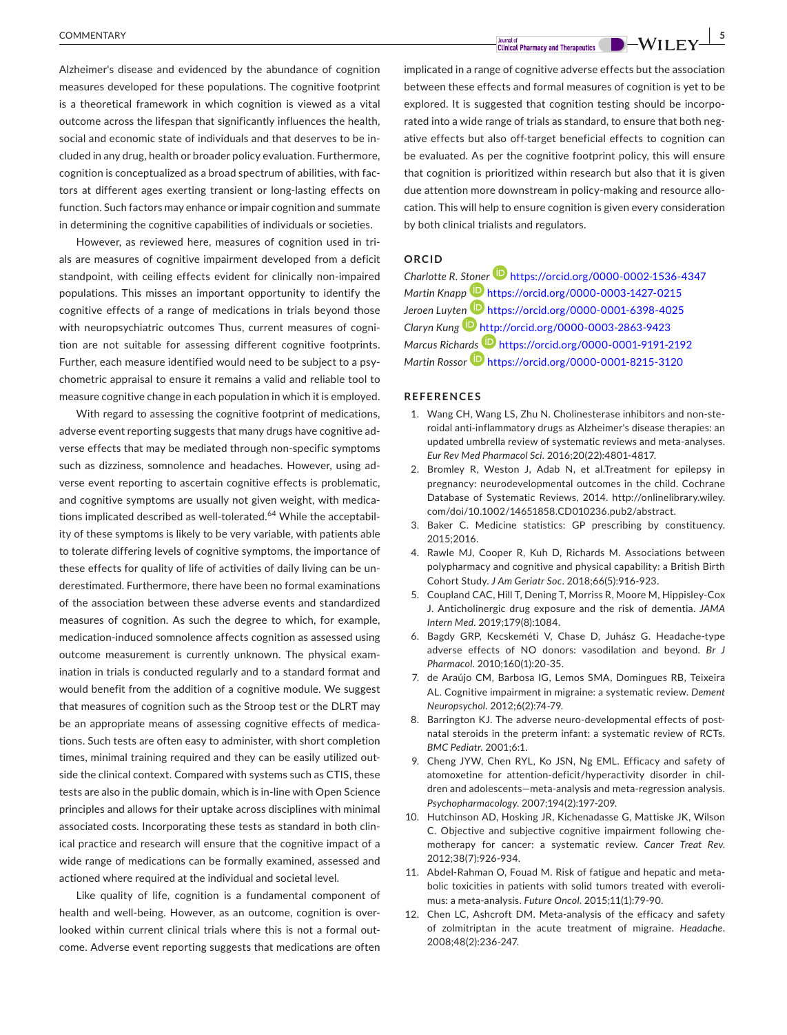Alzheimer's disease and evidenced by the abundance of cognition measures developed for these populations. The cognitive footprint is a theoretical framework in which cognition is viewed as a vital outcome across the lifespan that significantly influences the health, social and economic state of individuals and that deserves to be included in any drug, health or broader policy evaluation. Furthermore, cognition is conceptualized as a broad spectrum of abilities, with factors at different ages exerting transient or long-lasting effects on function. Such factors may enhance or impair cognition and summate in determining the cognitive capabilities of individuals or societies.

However, as reviewed here, measures of cognition used in trials are measures of cognitive impairment developed from a deficit standpoint, with ceiling effects evident for clinically non-impaired populations. This misses an important opportunity to identify the cognitive effects of a range of medications in trials beyond those with neuropsychiatric outcomes Thus, current measures of cognition are not suitable for assessing different cognitive footprints. Further, each measure identified would need to be subject to a psychometric appraisal to ensure it remains a valid and reliable tool to measure cognitive change in each population in which it is employed.

With regard to assessing the cognitive footprint of medications, adverse event reporting suggests that many drugs have cognitive adverse effects that may be mediated through non-specific symptoms such as dizziness, somnolence and headaches. However, using adverse event reporting to ascertain cognitive effects is problematic, and cognitive symptoms are usually not given weight, with medications implicated described as well-tolerated.[64] While the acceptability of these symptoms is likely to be very variable, with patients able to tolerate differing levels of cognitive symptoms, the importance of these effects for quality of life of activities of daily living can be underestimated. Furthermore, there have been no formal examinations of the association between these adverse events and standardized measures of cognition. As such the degree to which, for example, medication-induced somnolence affects cognition as assessed using outcome measurement is currently unknown. The physical examination in trials is conducted regularly and to a standard format and would benefit from the addition of a cognitive module. We suggest that measures of cognition such as the Stroop test or the DLRT may be an appropriate means of assessing cognitive effects of medications. Such tests are often easy to administer, with short completion times, minimal training required and they can be easily utilized outside the clinical context. Compared with systems such as CTIS, these tests are also in the public domain, which is in-line with Open Science principles and allows for their uptake across disciplines with minimal associated costs. Incorporating these tests as standard in both clinical practice and research will ensure that the cognitive impact of a wide range of medications can be formally examined, assessed and actioned where required at the individual and societal level.

Like quality of life, cognition is a fundamental component of health and well-being. However, as an outcome, cognition is overlooked within current clinical trials where this is not a formal outcome. Adverse event reporting suggests that medications are often implicated in a range of cognitive adverse effects but the association between these effects and formal measures of cognition is yet to be explored. It is suggested that cognition testing should be incorporated into a wide range of trials as standard, to ensure that both negative effects but also off-target beneficial effects to cognition can be evaluated. As per the cognitive footprint policy, this will ensure that cognition is prioritized within research but also that it is given due attention more downstream in policy-making and resource allocation. This will help to ensure cognition is given every consideration by both clinical trialists and regulators.

## ORCID

*Charlotte R. Stoner* https://orcid.org/0000-0002-1536-4347
*Martin Knapp* https://orcid.org/0000-0003-1427-0215
*Jeroen Luyten* https://orcid.org/0000-0001-6398-4025
*Claryn Kung* http://orcid.org/0000-0003-2863-9423
*Marcus Richards* https://orcid.org/0000-0001-9191-2192
*Martin Rossor* https://orcid.org/0000-0001-8215-3120

## REFERENCES

1. Wang CH, Wang LS, Zhu N. Cholinesterase inhibitors and non-steroidal anti-inflammatory drugs as Alzheimer's disease therapies: an updated umbrella review of systematic reviews and meta-analyses. *Eur Rev Med Pharmacol Sci.* 2016;20(22):4801-4817.
2. Bromley R, Weston J, Adab N, et al.Treatment for epilepsy in pregnancy: neurodevelopmental outcomes in the child. Cochrane Database of Systematic Reviews, 2014. http://onlinelibrary.wiley.com/doi/10.1002/14651858.CD010236.pub2/abstract.
3. Baker C. Medicine statistics: GP prescribing by constituency. 2015;2016.
4. Rawle MJ, Cooper R, Kuh D, Richards M. Associations between polypharmacy and cognitive and physical capability: a British Birth Cohort Study. *J Am Geriatr Soc*. 2018;66(5):916-923.
5. Coupland CAC, Hill T, Dening T, Morriss R, Moore M, Hippisley-Cox J. Anticholinergic drug exposure and the risk of dementia. *JAMA Intern Med*. 2019;179(8):1084.
6. Bagdy GRP, Kecskeméti V, Chase D, Juhász G. Headache-type adverse effects of NO donors: vasodilation and beyond. *Br J Pharmacol*. 2010;160(1):20-35.
7. de Araújo CM, Barbosa IG, Lemos SMA, Domingues RB, Teixeira AL. Cognitive impairment in migraine: a systematic review. *Dement Neuropsychol.* 2012;6(2):74-79.
8. Barrington KJ. The adverse neuro-developmental effects of postnatal steroids in the preterm infant: a systematic review of RCTs. *BMC Pediatr.* 2001;6:1.
9. Cheng JYW, Chen RYL, Ko JSN, Ng EML. Efficacy and safety of atomoxetine for attention-deficit/hyperactivity disorder in children and adolescents—meta-analysis and meta-regression analysis. *Psychopharmacology*. 2007;194(2):197-209.
10. Hutchinson AD, Hosking JR, Kichenadasse G, Mattiske JK, Wilson C. Objective and subjective cognitive impairment following chemotherapy for cancer: a systematic review. *Cancer Treat Rev.* 2012;38(7):926-934.
11. Abdel-Rahman O, Fouad M. Risk of fatigue and hepatic and metabolic toxicities in patients with solid tumors treated with everolimus: a meta-analysis. *Future Oncol.* 2015;11(1):79-90.
12. Chen LC, Ashcroft DM. Meta-analysis of the efficacy and safety of zolmitriptan in the acute treatment of migraine. *Headache*. 2008;48(2):236-247.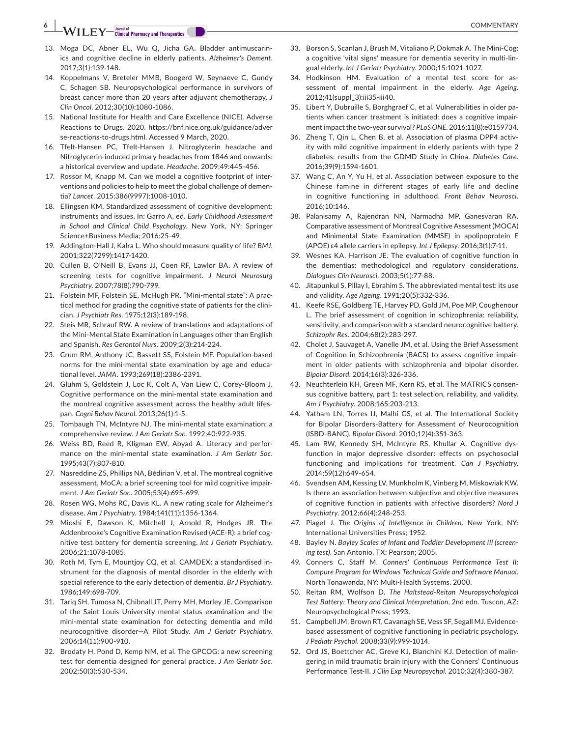13. Moga DC, Abner EL, Wu Q, Jicha GA. Bladder antimuscarinics and cognitive decline in elderly patients. *Alzheimer's Dement*. 2017;3(1):139-148.
14. Koppelmans V, Breteler MMB, Boogerd W, Seynaeve C, Gundy C, Schagen SB. Neuropsychological performance in survivors of breast cancer more than 20 years after adjuvant chemotherapy. *J Clin Oncol*. 2012;30(10):1080-1086.
15. National Institute for Health and Care Excellence (NICE). Adverse Reactions to Drugs. 2020. https://bnf.nice.org.uk/guidance/adverse-reactions-to-drugs.html. Accessed 9 March, 2020.
16. Tfelt-Hansen PC, Tfelt-Hansen J. Nitroglycerin headache and Nitroglycerin-induced primary headaches from 1846 and onwards: a historical overview and update. *Headache*. 2009;49:445-456.
17. Rossor M, Knapp M. Can we model a cognitive footprint of interventions and policies to help to meet the global challenge of dementia? *Lancet*. 2015;386(9997):1008-1010.
18. Ellingsen KM. Standardized assessment of cognitive development: instruments and issues. In: Garro A, ed. *Early Childhood Assessment in School and Clinical Child Psychology*. New York, NY: Springer Science+Business Media; 2016:25-49.
19. Addington-Hall J, Kalra L. Who should measure quality of life? *BMJ*. 2001;322(7299):1417-1420.
20. Cullen B, O'Neill B, Evans JJ, Coen RF, Lawlor BA. A review of screening tests for cognitive impairment. *J Neurol Neurosurg Psychiatry*. 2007;78(8):790-799.
21. Folstein MF, Folstein SE, McHugh PR. "Mini-mental state": A practical method for grading the cognitive state of patients for the clinician. *J Psychiatr Res*. 1975;12(3):189-198.
22. Steis MR, Schrauf RW. A review of translations and adaptations of the Mini-Mental State Examination in Languages other than English and Spanish. *Res Gerontol Nurs*. 2009;2(3):214-224.
23. Crum RM, Anthony JC, Bassett SS, Folstein MF. Population-based norms for the mini-mental state examination by age and educational level. *JAMA*. 1993;269(18):2386-2391.
24. Gluhm S, Goldstein J, Loc K, Colt A, Van Liew C, Corey-Bloom J. Cognitive performance on the mini-mental state examination and the montreal cognitive assessment across the healthy adult lifespan. *Cogni Behav Neurol*. 2013;26(1):1-5.
25. Tombaugh TN, McIntyre NJ. The mini-mental state examination: a comprehensive review. *J Am Geriatr Soc*. 1992;40:922-935.
26. Weiss BD, Reed R, Kligman EW, Abyad A. Literacy and performance on the mini-mental state examination. *J Am Geriatr Soc*. 1995;43(7):807-810.
27. Nasreddine ZS, Phillips NA, Bédirian V, et al. The montreal cognitive assessment, MoCA: a brief screening tool for mild cognitive impairment. *J Am Geriatr Soc*. 2005;53(4):695-699.
28. Rosen WG, Mohs RC, Davis KL. A new rating scale for Alzheimer's disease. *Am J Psychiatry*. 1984;141(11):1356-1364.
29. Mioshi E, Dawson K, Mitchell J, Arnold R, Hodges JR. The Addenbrooke's Cognitive Examination Revised (ACE-R): a brief cognitive test battery for dementia screening. *Int J Geriatr Psychiatry*. 2006;21:1078-1085.
30. Roth M, Tym E, Mountjoy CQ, et al. CAMDEX: a standardised instrument for the diagnosis of mental disorder in the elderly with special reference to the early detection of dementia. *Br J Psychiatry*. 1986;149:698-709.
31. Tariq SH, Tumosa N, Chibnall JT, Perry MH, Morley JE. Comparison of the Saint Louis University mental status examination and the mini-mental state examination for detecting dementia and mild neurocognitive disorder—A Pilot Study. *Am J Geriatr Psychiatry*. 2006;14(11):900-910.
32. Brodaty H, Pond D, Kemp NM, et al. The GPCOG: a new screening test for dementia designed for general practice. *J Am Geriatr Soc*. 2002;50(3):530-534.
33. Borson S, Scanlan J, Brush M, Vitaliano P, Dokmak A. The Mini-Cog: a cognitive 'vital signs' measure for dementia severity in multi-lingual elderly. *Int J Geriatr Psychiatry*. 2000;15:1021-1027.
34. Hodkinson HM. Evaluation of a mental test score for assessment of mental impairment in the elderly. *Age Ageing*. 2012;41(suppl_3):iii35-iii40.
35. Libert Y, Dubruille S, Borghgraef C, et al. Vulnerabilities in older patients when cancer treatment is initiated: does a cognitive impairment impact the two-year survival? *PLoS ONE*. 2016;11(8):e0159734.
36. Zheng T, Qin L, Chen B, et al. Association of plasma DPP4 activity with mild cognitive impairment in elderly patients with type 2 diabetes: results from the GDMD Study in China. *Diabetes Care*. 2016;39(9):1594-1601.
37. Wang C, An Y, Yu H, et al. Association between exposure to the Chinese famine in different stages of early life and decline in cognitive functioning in adulthood. *Front Behav Neurosci*. 2016;10:146.
38. Palanisamy A, Rajendran NN, Narmadha MP, Ganesvaran RA. Comparative assessment of Montreal Cognitive Assessment (MOCA) and Minimental State Examination (MMSE) in apolipoprotein E (APOE) ε4 allele carriers in epilepsy. *Int J Epilepsy*. 2016;3(1):7-11.
39. Wesnes KA, Harrison JE. The evaluation of cognitive function in the dementias: methodological and regulatory considerations. *Dialogues Clin Neurosci*. 2003;5(1):77-88.
40. Jitapunkul S, Pillay I, Ebrahim S. The abbreviated mental test: its use and validity. *Age Ageing*. 1991;20(5):332-336.
41. Keefe RSE, Goldberg TE, Harvey PD, Gold JM, Poe MP, Coughenour L. The brief assessment of cognition in schizophrenia: reliability, sensitivity, and comparison with a standard neurocognitive battery. *Schizophr Res*. 2004;68(2):283-297.
42. Cholet J, Sauvaget A, Vanelle JM, et al. Using the Brief Assessment of Cognition in Schizophrenia (BACS) to assess cognitive impairment in older patients with schizophrenia and bipolar disorder. *Bipolar Disord*. 2014;16(3):326-336.
43. Neuchterlein KH, Green MF, Kern RS, et al. The MATRICS consensus cognitive battery, part 1: test selection, reliability, and validity. *Am J Psychiatry*. 2008;165:203-213.
44. Yatham LN, Torres IJ, Malhi GS, et al. The International Society for Bipolar Disorders-Battery for Assessment of Neurocognition (ISBD-BANC). *Bipolar Disord*. 2010;12(4):351-363.
45. Lam RW, Kennedy SH, McIntyre RS, Khullar A. Cognitive dysfunction in major depressive disorder: effects on psychosocial functioning and implications for treatment. *Can J Psychiatry*. 2014;59(12):649-654.
46. Svendsen AM, Kessing LV, Munkholm K, Vinberg M, Miskowiak KW. Is there an association between subjective and objective measures of cognitive function in patients with affective disorders? *Nord J Psychiatry*. 2012;66(4):248-253.
47. Piaget J. *The Origins of Intelligence in Children*. New York, NY: International Universities Press; 1952.
48. Bayley N. *Bayley Scales of Infant and Toddler Development III (screening test)*. San Antonio, TX: Pearson; 2005.
49. Conners C, Staff M. *Conners' Continuous Performance Test II: Compure Program for Windows Technical Guide and Software Manual*. North Tonawanda, NY: Multi-Health Systems. 2000.
50. Reitan RM, Wolfson D. *The Halstead-Reitan Neuropsychological Test Battery: Theory and Clinical Interpretation*, 2nd edn. Tuscon, AZ: Neuropsychological Press; 1993.
51. Campbell JM, Brown RT, Cavanagh SE, Vess SF, Segall MJ. Evidence-based assessment of cognitive functioning in pediatric psychology. *J Pediatr Psychol*. 2008;33(9):999-1014.
52. Ord JS, Boettcher AC, Greve KJ, Bianchini KJ. Detection of malingering in mild traumatic brain injury with the Conners' Continuous Performance Test-II. *J Clin Exp Neuropsychol*. 2010;32(4):380-387.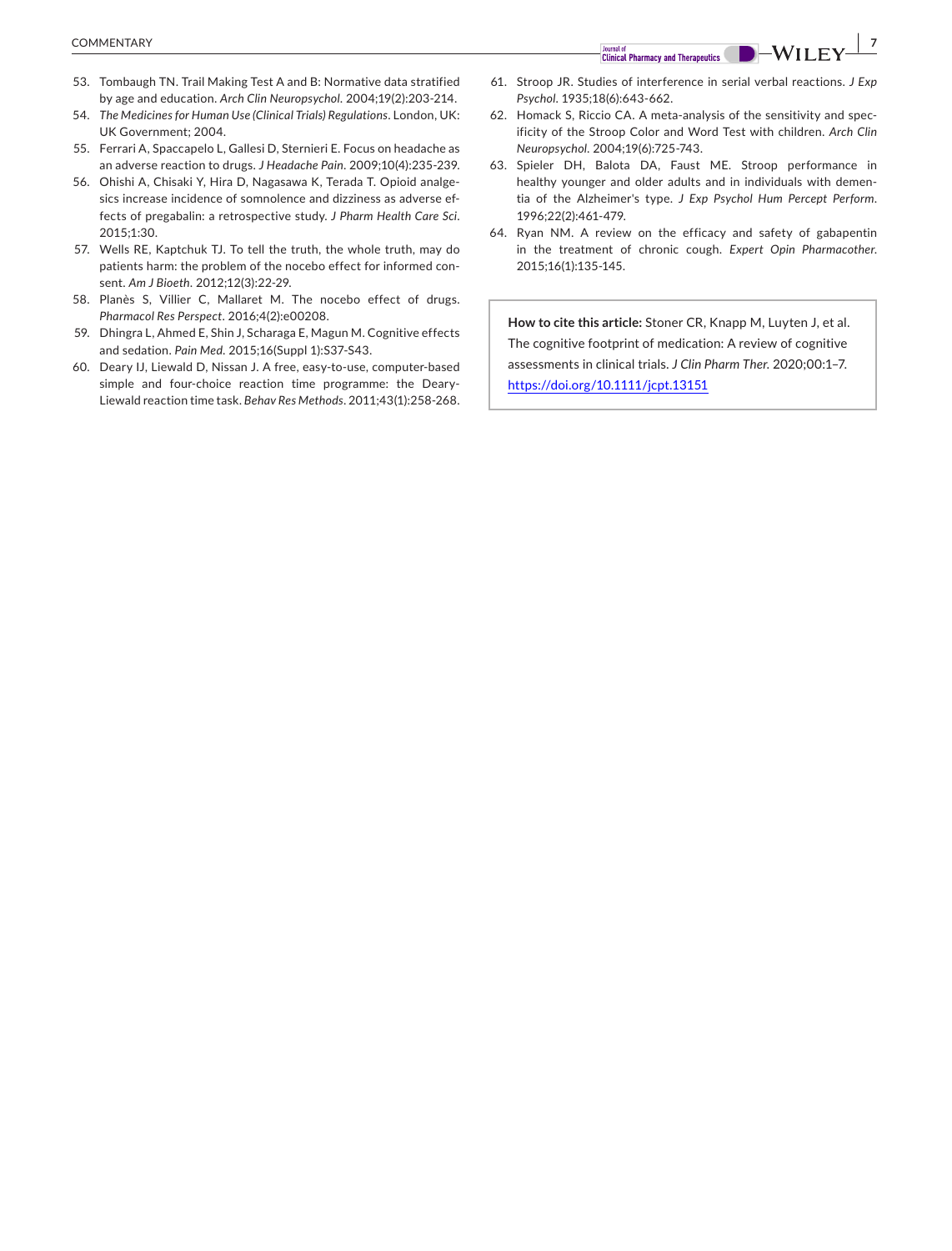53. Tombaugh TN. Trail Making Test A and B: Normative data stratified by age and education. *Arch Clin Neuropsychol*. 2004;19(2):203-214.
54. *The Medicines for Human Use (Clinical Trials) Regulations*. London, UK: UK Government; 2004.
55. Ferrari A, Spaccapelo L, Gallesi D, Sternieri E. Focus on headache as an adverse reaction to drugs. *J Headache Pain*. 2009;10(4):235-239.
56. Ohishi A, Chisaki Y, Hira D, Nagasawa K, Terada T. Opioid analgesics increase incidence of somnolence and dizziness as adverse effects of pregabalin: a retrospective study. *J Pharm Health Care Sci*. 2015;1:30.
57. Wells RE, Kaptchuk TJ. To tell the truth, the whole truth, may do patients harm: the problem of the nocebo effect for informed consent. *Am J Bioeth*. 2012;12(3):22-29.
58. Planès S, Villier C, Mallaret M. The nocebo effect of drugs. *Pharmacol Res Perspect*. 2016;4(2):e00208.
59. Dhingra L, Ahmed E, Shin J, Scharaga E, Magun M. Cognitive effects and sedation. *Pain Med*. 2015;16(Suppl 1):S37-S43.
60. Deary IJ, Liewald D, Nissan J. A free, easy-to-use, computer-based simple and four-choice reaction time programme: the Deary-Liewald reaction time task. *Behav Res Methods*. 2011;43(1):258-268.
61. Stroop JR. Studies of interference in serial verbal reactions. *J Exp Psychol*. 1935;18(6):643-662.
62. Homack S, Riccio CA. A meta-analysis of the sensitivity and specificity of the Stroop Color and Word Test with children. *Arch Clin Neuropsychol*. 2004;19(6):725-743.
63. Spieler DH, Balota DA, Faust ME. Stroop performance in healthy younger and older adults and in individuals with dementia of the Alzheimer's type. *J Exp Psychol Hum Percept Perform*. 1996;22(2):461-479.
64. Ryan NM. A review on the efficacy and safety of gabapentin in the treatment of chronic cough. *Expert Opin Pharmacother*. 2015;16(1):135-145.

**How to cite this article:** Stoner CR, Knapp M, Luyten J, et al. The cognitive footprint of medication: A review of cognitive assessments in clinical trials. *J Clin Pharm Ther*. 2020;00:1–7. https://doi.org/10.1111/jcpt.13151